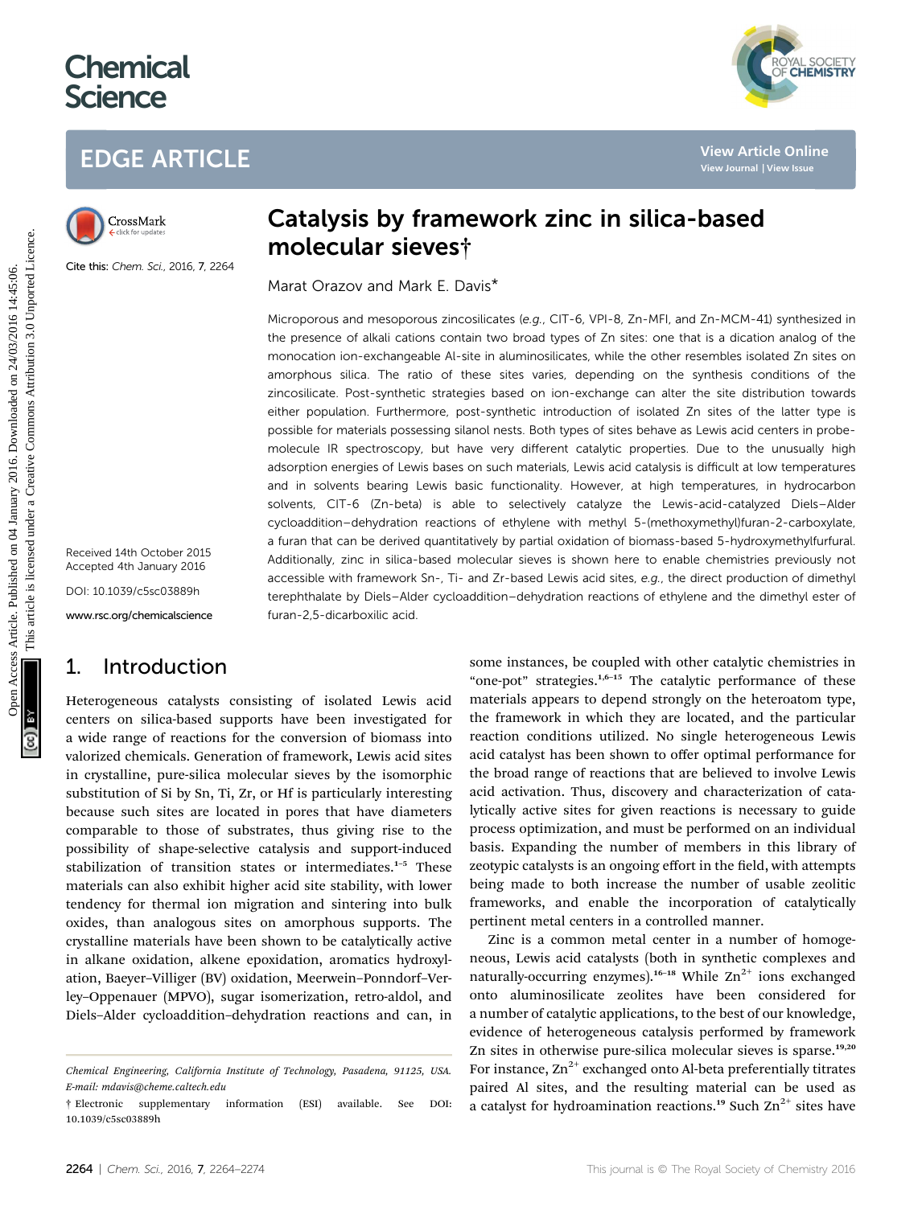# Chemical Science

## EDGE ARTICLE

Cite this: *Chem. Sci.*, 2016, 7, 2264

# Catalysis by framework zinc in silica-based molecular sieves†

Marat Orazov and Mark E. Davis*

Received 14th October 2015
Accepted 4th January 2016

DOI: 10.1039/c5sc03889h

www.rsc.org/chemicalscience

Microporous and mesoporous zincosilicates (*e.g.*, CIT-6, VPI-8, Zn-MFI, and Zn-MCM-41) synthesized in the presence of alkali cations contain two broad types of Zn sites: one that is a dication analog of the monocation ion-exchangeable Al-site in aluminosilicates, while the other resembles isolated Zn sites on amorphous silica. The ratio of these sites varies, depending on the synthesis conditions of the zincosilicate. Post-synthetic strategies based on ion-exchange can alter the site distribution towards either population. Furthermore, post-synthetic introduction of isolated Zn sites of the latter type is possible for materials possessing silanol nests. Both types of sites behave as Lewis acid centers in probe-molecule IR spectroscopy, but have very different catalytic properties. Due to the unusually high adsorption energies of Lewis bases on such materials, Lewis acid catalysis is difficult at low temperatures and in solvents bearing Lewis basic functionality. However, at high temperatures, in hydrocarbon solvents, CIT-6 (Zn-beta) is able to selectively catalyze the Lewis-acid-catalyzed Diels–Alder cycloaddition–dehydration reactions of ethylene with methyl 5-(methoxymethyl)furan-2-carboxylate, a furan that can be derived quantitatively by partial oxidation of biomass-based 5-hydroxymethylfurfural. Additionally, zinc in silica-based molecular sieves is shown here to enable chemistries previously not accessible with framework Sn-, Ti- and Zr-based Lewis acid sites, *e.g.*, the direct production of dimethyl terephthalate by Diels–Alder cycloaddition–dehydration reactions of ethylene and the dimethyl ester of furan-2,5-dicarboxilic acid.

## 1. Introduction

Heterogeneous catalysts consisting of isolated Lewis acid centers on silica-based supports have been investigated for a wide range of reactions for the conversion of biomass into valorized chemicals. Generation of framework, Lewis acid sites in crystalline, pure-silica molecular sieves by the isomorphic substitution of Si by Sn, Ti, Zr, or Hf is particularly interesting because such sites are located in pores that have diameters comparable to those of substrates, thus giving rise to the possibility of shape-selective catalysis and support-induced stabilization of transition states or intermediates.[1–5] These materials can also exhibit higher acid site stability, with lower tendency for thermal ion migration and sintering into bulk oxides, than analogous sites on amorphous supports. The crystalline materials have been shown to be catalytically active in alkane oxidation, alkene epoxidation, aromatics hydroxylation, Baeyer–Villiger (BV) oxidation, Meerwein–Ponndorf–Verley–Oppenauer (MPVO), sugar isomerization, retro-aldol, and Diels–Alder cycloaddition–dehydration reactions and can, in some instances, be coupled with other catalytic chemistries in "one-pot" strategies.[1,6–15] The catalytic performance of these materials appears to depend strongly on the heteroatom type, the framework in which they are located, and the particular reaction conditions utilized. No single heterogeneous Lewis acid catalyst has been shown to offer optimal performance for the broad range of reactions that are believed to involve Lewis acid activation. Thus, discovery and characterization of catalytically active sites for given reactions is necessary to guide process optimization, and must be performed on an individual basis. Expanding the number of members in this library of zeotypic catalysts is an ongoing effort in the field, with attempts being made to both increase the number of usable zeolitic frameworks, and enable the incorporation of catalytically pertinent metal centers in a controlled manner.

Zinc is a common metal center in a number of homogeneous, Lewis acid catalysts (both in synthetic complexes and naturally-occurring enzymes).[16–18] While $Zn^{2+}$ ions exchanged onto aluminosilicate zeolites have been considered for a number of catalytic applications, to the best of our knowledge, evidence of heterogeneous catalysis performed by framework Zn sites in otherwise pure-silica molecular sieves is sparse.[19,20] For instance, $Zn^{2+}$ exchanged onto Al-beta preferentially titrates paired Al sites, and the resulting material can be used as a catalyst for hydroamination reactions.[19] Such $Zn^{2+}$ sites have

Chemical Engineering, California Institute of Technology, Pasadena, 91125, USA. E-mail: mdavis@cheme.caltech.edu

† Electronic supplementary information (ESI) available. See DOI: 10.1039/c5sc03889h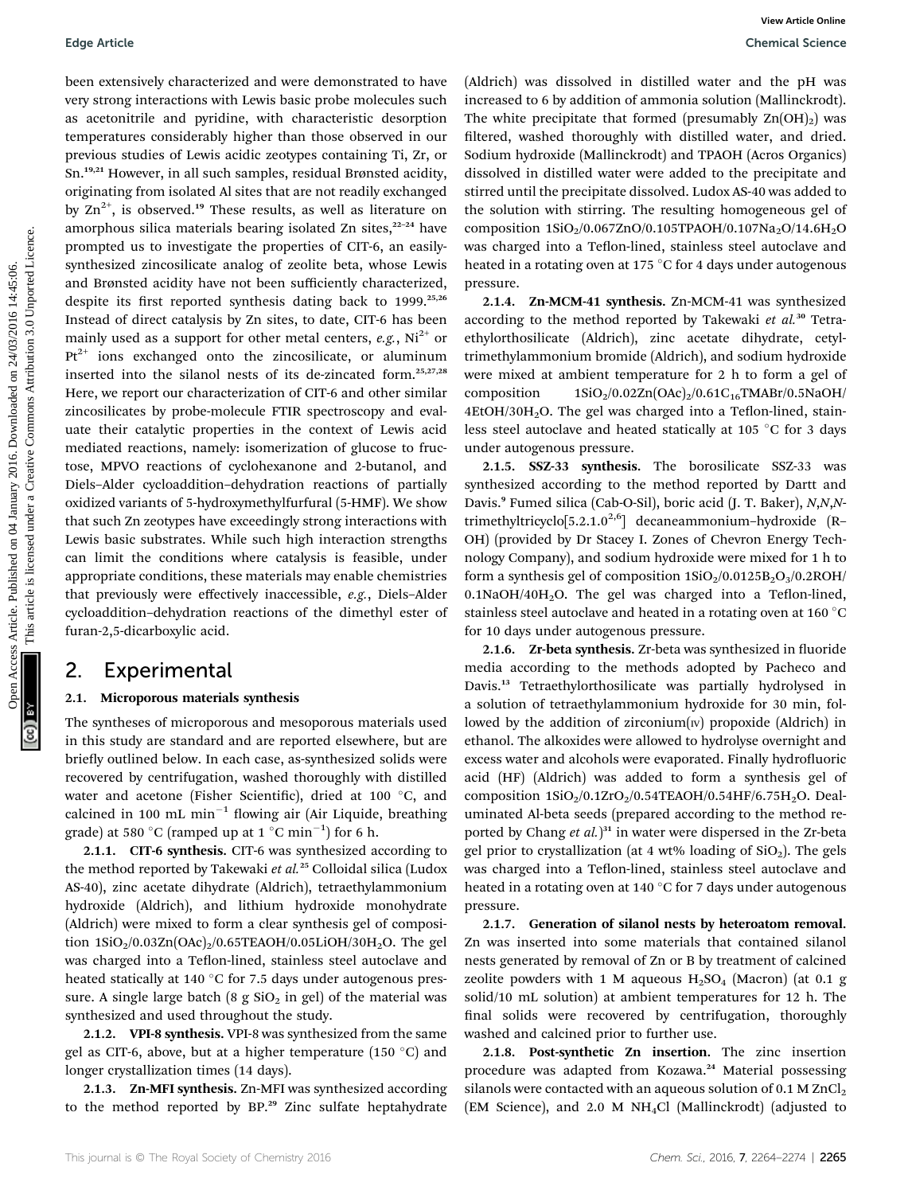been extensively characterized and were demonstrated to have very strong interactions with Lewis basic probe molecules such as acetonitrile and pyridine, with characteristic desorption temperatures considerably higher than those observed in our previous studies of Lewis acidic zeotypes containing Ti, Zr, or Sn.[19,21] However, in all such samples, residual Brønsted acidity, originating from isolated Al sites that are not readily exchanged by $Zn^{2+}$, is observed.[19] These results, as well as literature on amorphous silica materials bearing isolated Zn sites,[22–24] have prompted us to investigate the properties of CIT-6, an easily-synthesized zincosilicate analog of zeolite beta, whose Lewis and Brønsted acidity have not been sufficiently characterized, despite its first reported synthesis dating back to 1999.[25,26] Instead of direct catalysis by Zn sites, to date, CIT-6 has been mainly used as a support for other metal centers, *e.g.*, $Ni^{2+}$ or $Pt^{2+}$ ions exchanged onto the zincosilicate, or aluminum inserted into the silanol nests of its de-zincated form.[25,27,28] Here, we report our characterization of CIT-6 and other similar zincosilicates by probe-molecule FTIR spectroscopy and evaluate their catalytic properties in the context of Lewis acid mediated reactions, namely: isomerization of glucose to fructose, MPVO reactions of cyclohexanone and 2-butanol, and Diels–Alder cycloaddition–dehydration reactions of partially oxidized variants of 5-hydroxymethylfurfural (5-HMF). We show that such Zn zeotypes have exceedingly strong interactions with Lewis basic substrates. While such high interaction strengths can limit the conditions where catalysis is feasible, under appropriate conditions, these materials may enable chemistries that previously were effectively inaccessible, *e.g.*, Diels–Alder cycloaddition–dehydration reactions of the dimethyl ester of furan-2,5-dicarboxylic acid.

## 2. Experimental

### 2.1. Microporous materials synthesis

The syntheses of microporous and mesoporous materials used in this study are standard and are reported elsewhere, but are briefly outlined below. In each case, as-synthesized solids were recovered by centrifugation, washed thoroughly with distilled water and acetone (Fisher Scientific), dried at 100 °C, and calcined in 100 mL $min^{-1}$ flowing air (Air Liquide, breathing grade) at 580 °C (ramped up at 1 °C $min^{-1}$) for 6 h.

**2.1.1. CIT-6 synthesis.** CIT-6 was synthesized according to the method reported by Takewaki *et al.*[25] Colloidal silica (Ludox AS-40), zinc acetate dihydrate (Aldrich), tetraethylammonium hydroxide (Aldrich), and lithium hydroxide monohydrate (Aldrich) were mixed to form a clear synthesis gel of composition $1SiO_2/0.03Zn(OAc)_2/0.65TEAOH/0.05LiOH/30H_2O$. The gel was charged into a Teflon-lined, stainless steel autoclave and heated statically at 140 °C for 7.5 days under autogenous pressure. A single large batch (8 g $SiO_2$ in gel) of the material was synthesized and used throughout the study.

**2.1.2. VPI-8 synthesis.** VPI-8 was synthesized from the same gel as CIT-6, above, but at a higher temperature (150 °C) and longer crystallization times (14 days).

**2.1.3. Zn-MFI synthesis.** Zn-MFI was synthesized according to the method reported by BP.[29] Zinc sulfate heptahydrate (Aldrich) was dissolved in distilled water and the pH was increased to 6 by addition of ammonia solution (Mallinckrodt). The white precipitate that formed (presumably $Zn(OH)_2$) was filtered, washed thoroughly with distilled water, and dried. Sodium hydroxide (Mallinckrodt) and TPAOH (Acros Organics) dissolved in distilled water were added to the precipitate and stirred until the precipitate dissolved. Ludox AS-40 was added to the solution with stirring. The resulting homogeneous gel of composition $1SiO_2/0.067ZnO/0.105TPAOH/0.107Na_2O/14.6H_2O$ was charged into a Teflon-lined, stainless steel autoclave and heated in a rotating oven at 175 °C for 4 days under autogenous pressure.

**2.1.4. Zn-MCM-41 synthesis.** Zn-MCM-41 was synthesized according to the method reported by Takewaki *et al.*[30] Tetraethylorthosilicate (Aldrich), zinc acetate dihydrate, cetyltrimethylammonium bromide (Aldrich), and sodium hydroxide were mixed at ambient temperature for 2 h to form a gel of composition $1SiO_2/0.02Zn(OAc)_2/0.61C_{16}TMABr/0.5NaOH/4EtOH/30H_2O$. The gel was charged into a Teflon-lined, stainless steel autoclave and heated statically at 105 °C for 3 days under autogenous pressure.

**2.1.5. SSZ-33 synthesis.** The borosilicate SSZ-33 was synthesized according to the method reported by Dartt and Davis.[9] Fumed silica (Cab-O-Sil), boric acid (J. T. Baker), *N*,*N*,*N*-trimethyltricyclo[5.2.1.0$^{2,6}$] decaneammonium–hydroxide (R–OH) (provided by Dr Stacey I. Zones of Chevron Energy Technology Company), and sodium hydroxide were mixed for 1 h to form a synthesis gel of composition $1SiO_2/0.0125B_2O_3/0.2ROH/0.1NaOH/40H_2O$. The gel was charged into a Teflon-lined, stainless steel autoclave and heated in a rotating oven at 160 °C for 10 days under autogenous pressure.

**2.1.6. Zr-beta synthesis.** Zr-beta was synthesized in fluoride media according to the methods adopted by Pacheco and Davis.[13] Tetraethylorthosilicate was partially hydrolysed in a solution of tetraethylammonium hydroxide for 30 min, followed by the addition of zirconium(IV) propoxide (Aldrich) in ethanol. The alkoxides were allowed to hydrolyse overnight and excess water and alcohols were evaporated. Finally hydrofluoric acid (HF) (Aldrich) was added to form a synthesis gel of composition $1SiO_2/0.1ZrO_2/0.54TEAOH/0.54HF/6.75H_2O$. Dealuminated Al-beta seeds (prepared according to the method reported by Chang *et al.*)[31] in water were dispersed in the Zr-beta gel prior to crystallization (at 4 wt% loading of $SiO_2$). The gels was charged into a Teflon-lined, stainless steel autoclave and heated in a rotating oven at 140 °C for 7 days under autogenous pressure.

**2.1.7. Generation of silanol nests by heteroatom removal.** Zn was inserted into some materials that contained silanol nests generated by removal of Zn or B by treatment of calcined zeolite powders with 1 M aqueous $H_2SO_4$ (Macron) (at 0.1 g solid/10 mL solution) at ambient temperatures for 12 h. The final solids were recovered by centrifugation, thoroughly washed and calcined prior to further use.

**2.1.8. Post-synthetic Zn insertion.** The zinc insertion procedure was adapted from Kozawa.[24] Material possessing silanols were contacted with an aqueous solution of 0.1 M $ZnCl_2$ (EM Science), and 2.0 M $NH_4Cl$ (Mallinckrodt) (adjusted to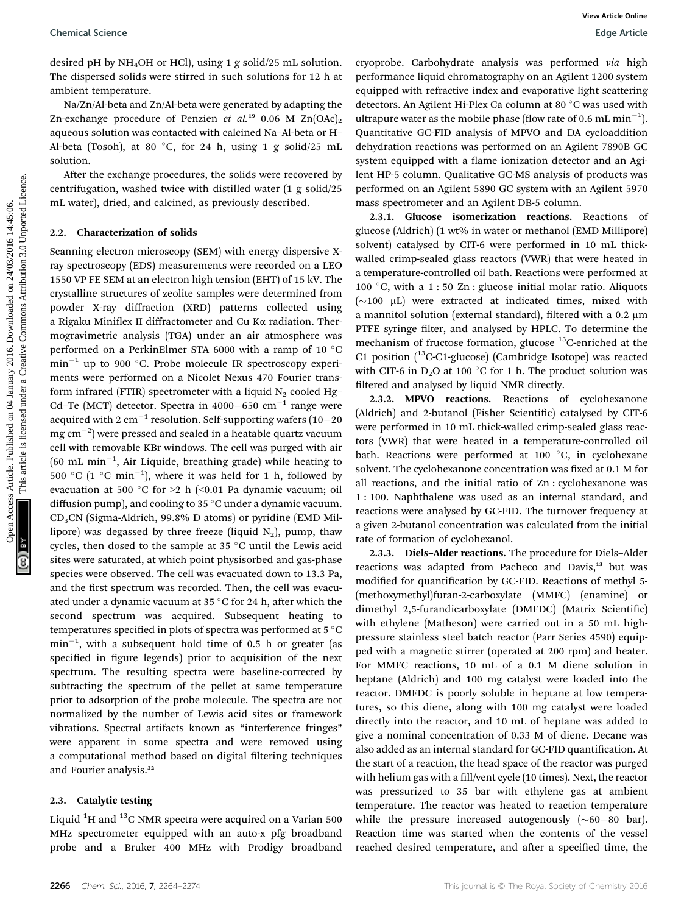desired pH by $NH_4OH$ or HCl), using 1 g solid/25 mL solution. The dispersed solids were stirred in such solutions for 12 h at ambient temperature.

Na/Zn/Al-beta and Zn/Al-beta were generated by adapting the Zn-exchange procedure of Penzien *et al.*[19] 0.06 M $Zn(OAc)_2$ aqueous solution was contacted with calcined Na–Al-beta or H–Al-beta (Tosoh), at 80 °C, for 24 h, using 1 g solid/25 mL solution.

After the exchange procedures, the solids were recovered by centrifugation, washed twice with distilled water (1 g solid/25 mL water), dried, and calcined, as previously described.

## 2.2. Characterization of solids

Scanning electron microscopy (SEM) with energy dispersive X-ray spectroscopy (EDS) measurements were recorded on a LEO 1550 VP FE SEM at an electron high tension (EHT) of 15 kV. The crystalline structures of zeolite samples were determined from powder X-ray diffraction (XRD) patterns collected using a Rigaku Miniflex II diffractometer and Cu Kα radiation. Thermogravimetric analysis (TGA) under an air atmosphere was performed on a PerkinElmer STA 6000 with a ramp of 10 °C $min^{-1}$ up to 900 °C. Probe molecule IR spectroscopy experiments were performed on a Nicolet Nexus 470 Fourier transform infrared (FTIR) spectrometer with a liquid $N_2$ cooled Hg–Cd–Te (MCT) detector. Spectra in 4000–650 $cm^{-1}$ range were acquired with 2 $cm^{-1}$ resolution. Self-supporting wafers (10–20 mg $cm^{-2}$) were pressed and sealed in a heatable quartz vacuum cell with removable KBr windows. The cell was purged with air (60 mL $min^{-1}$, Air Liquide, breathing grade) while heating to 500 °C (1 °C $min^{-1}$), where it was held for 1 h, followed by evacuation at 500 °C for >2 h (<0.01 Pa dynamic vacuum; oil diffusion pump), and cooling to 35 °C under a dynamic vacuum. $CD_3CN$ (Sigma-Aldrich, 99.8% D atoms) or pyridine (EMD Millipore) was degassed by three freeze (liquid $N_2$), pump, thaw cycles, then dosed to the sample at 35 °C until the Lewis acid sites were saturated, at which point physisorbed and gas-phase species were observed. The cell was evacuated down to 13.3 Pa, and the first spectrum was recorded. Then, the cell was evacuated under a dynamic vacuum at 35 °C for 24 h, after which the second spectrum was acquired. Subsequent heating to temperatures specified in plots of spectra was performed at 5 °C $min^{-1}$, with a subsequent hold time of 0.5 h or greater (as specified in figure legends) prior to acquisition of the next spectrum. The resulting spectra were baseline-corrected by subtracting the spectrum of the pellet at same temperature prior to adsorption of the probe molecule. The spectra are not normalized by the number of Lewis acid sites or framework vibrations. Spectral artifacts known as "interference fringes" were apparent in some spectra and were removed using a computational method based on digital filtering techniques and Fourier analysis.[32]

## 2.3. Catalytic testing

Liquid $^1H$ and $^{13}C$ NMR spectra were acquired on a Varian 500 MHz spectrometer equipped with an auto-x pfg broadband probe and a Bruker 400 MHz with Prodigy broadband cryoprobe. Carbohydrate analysis was performed *via* high performance liquid chromatography on an Agilent 1200 system equipped with refractive index and evaporative light scattering detectors. An Agilent Hi-Plex Ca column at 80 °C was used with ultrapure water as the mobile phase (flow rate of 0.6 mL $min^{-1}$). Quantitative GC-FID analysis of MPVO and DA cycloaddition dehydration reactions was performed on an Agilent 7890B GC system equipped with a flame ionization detector and an Agilent HP-5 column. Qualitative GC-MS analysis of products was performed on an Agilent 5890 GC system with an Agilent 5970 mass spectrometer and an Agilent DB-5 column.

**2.3.1. Glucose isomerization reactions.** Reactions of glucose (Aldrich) (1 wt% in water or methanol (EMD Millipore) solvent) catalysed by CIT-6 were performed in 10 mL thick-walled crimp-sealed glass reactors (VWR) that were heated in a temperature-controlled oil bath. Reactions were performed at 100 °C, with a 1 : 50 Zn : glucose initial molar ratio. Aliquots (~100 μL) were extracted at indicated times, mixed with a mannitol solution (external standard), filtered with a 0.2 μm PTFE syringe filter, and analysed by HPLC. To determine the mechanism of fructose formation, glucose $^{13}C$-enriched at the C1 position ($^{13}C$-C1-glucose) (Cambridge Isotope) was reacted with CIT-6 in $D_2O$ at 100 °C for 1 h. The product solution was filtered and analysed by liquid NMR directly.

**2.3.2. MPVO reactions.** Reactions of cyclohexanone (Aldrich) and 2-butanol (Fisher Scientific) catalysed by CIT-6 were performed in 10 mL thick-walled crimp-sealed glass reactors (VWR) that were heated in a temperature-controlled oil bath. Reactions were performed at 100 °C, in cyclohexane solvent. The cyclohexanone concentration was fixed at 0.1 M for all reactions, and the initial ratio of Zn : cyclohexanone was 1 : 100. Naphthalene was used as an internal standard, and reactions were analysed by GC-FID. The turnover frequency at a given 2-butanol concentration was calculated from the initial rate of formation of cyclohexanol.

**2.3.3. Diels–Alder reactions.** The procedure for Diels–Alder reactions was adapted from Pacheco and Davis,[13] but was modified for quantification by GC-FID. Reactions of methyl 5-(methoxymethyl)furan-2-carboxylate (MMFC) (enamine) or dimethyl 2,5-furandicarboxylate (DMFDC) (Matrix Scientific) with ethylene (Matheson) were carried out in a 50 mL high-pressure stainless steel batch reactor (Parr Series 4590) equipped with a magnetic stirrer (operated at 200 rpm) and heater. For MMFC reactions, 10 mL of a 0.1 M diene solution in heptane (Aldrich) and 100 mg catalyst were loaded into the reactor. DMFDC is poorly soluble in heptane at low temperatures, so this diene, along with 100 mg catalyst were loaded directly into the reactor, and 10 mL of heptane was added to give a nominal concentration of 0.33 M of diene. Decane was also added as an internal standard for GC-FID quantification. At the start of a reaction, the head space of the reactor was purged with helium gas with a fill/vent cycle (10 times). Next, the reactor was pressurized to 35 bar with ethylene gas at ambient temperature. The reactor was heated to reaction temperature while the pressure increased autogenously (~60–80 bar). Reaction time was started when the contents of the vessel reached desired temperature, and after a specified time, the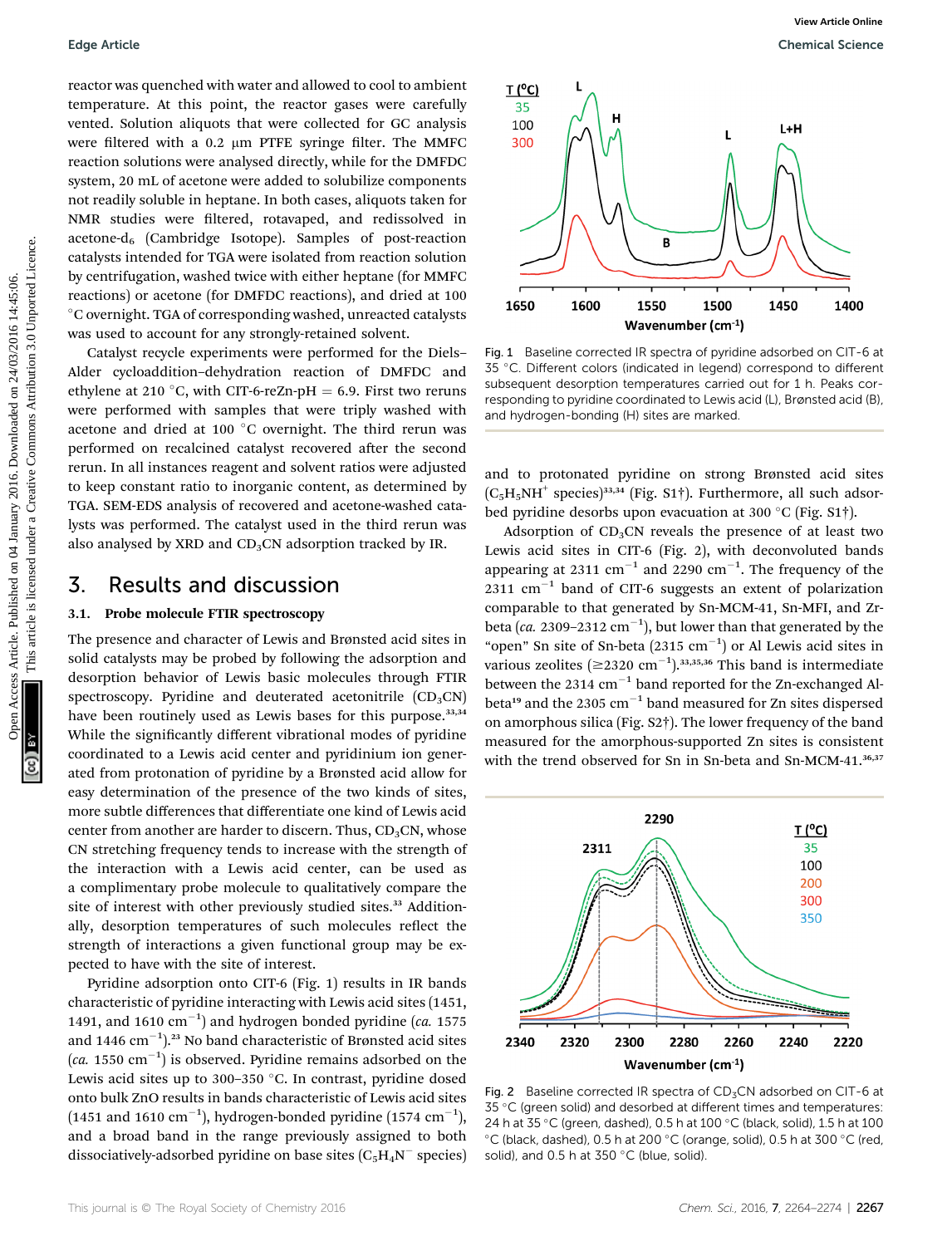reactor was quenched with water and allowed to cool to ambient temperature. At this point, the reactor gases were carefully vented. Solution aliquots that were collected for GC analysis were filtered with a 0.2 μm PTFE syringe filter. The MMFC reaction solutions were analysed directly, while for the DMFDC system, 20 mL of acetone were added to solubilize components not readily soluble in heptane. In both cases, aliquots taken for NMR studies were filtered, rotavaped, and redissolved in acetone-d$_6$ (Cambridge Isotope). Samples of post-reaction catalysts intended for TGA were isolated from reaction solution by centrifugation, washed twice with either heptane (for MMFC reactions) or acetone (for DMFDC reactions), and dried at 100 °C overnight. TGA of corresponding washed, unreacted catalysts was used to account for any strongly-retained solvent.

Catalyst recycle experiments were performed for the Diels–Alder cycloaddition–dehydration reaction of DMFDC and ethylene at 210 °C, with CIT-6-reZn-pH = 6.9. First two reruns were performed with samples that were triply washed with acetone and dried at 100 °C overnight. The third rerun was performed on recalcined catalyst recovered after the second rerun. In all instances reagent and solvent ratios were adjusted to keep constant ratio to inorganic content, as determined by TGA. SEM-EDS analysis of recovered and acetone-washed catalysts was performed. The catalyst used in the third rerun was also analysed by XRD and $CD_3CN$ adsorption tracked by IR.

## 3. Results and discussion

### 3.1. Probe molecule FTIR spectroscopy

The presence and character of Lewis and Brønsted acid sites in solid catalysts may be probed by following the adsorption and desorption behavior of Lewis basic molecules through FTIR spectroscopy. Pyridine and deuterated acetonitrile ($CD_3CN$) have been routinely used as Lewis bases for this purpose.[33,34] While the significantly different vibrational modes of pyridine coordinated to a Lewis acid center and pyridinium ion generated from protonation of pyridine by a Brønsted acid allow for easy determination of the presence of the two kinds of sites, more subtle differences that differentiate one kind of Lewis acid center from another are harder to discern. Thus, $CD_3CN$, whose CN stretching frequency tends to increase with the strength of the interaction with a Lewis acid center, can be used as a complimentary probe molecule to qualitatively compare the site of interest with other previously studied sites.[33] Additionally, desorption temperatures of such molecules reflect the strength of interactions a given functional group may be expected to have with the site of interest.

Pyridine adsorption onto CIT-6 (Fig. 1) results in IR bands characteristic of pyridine interacting with Lewis acid sites (1451, 1491, and 1610 cm$^{-1}$) and hydrogen bonded pyridine (*ca.* 1575 and 1446 cm$^{-1}$).[23] No band characteristic of Brønsted acid sites (*ca.* 1550 cm$^{-1}$) is observed. Pyridine remains adsorbed on the Lewis acid sites up to 300–350 °C. In contrast, pyridine dosed onto bulk ZnO results in bands characteristic of Lewis acid sites (1451 and 1610 cm$^{-1}$), hydrogen-bonded pyridine (1574 cm$^{-1}$), and a broad band in the range previously assigned to both dissociatively-adsorbed pyridine on base sites ($C_5H_4N^-$ species) and to protonated pyridine on strong Brønsted acid sites ($C_5H_5NH^+$ species)[33,34] (Fig. S1†). Furthermore, all such adsorbed pyridine desorbs upon evacuation at 300 °C (Fig. S1†).

Fig. 1 Baseline corrected IR spectra of pyridine adsorbed on CIT-6 at 35 °C. Different colors (indicated in legend) correspond to different subsequent desorption temperatures carried out for 1 h. Peaks corresponding to pyridine coordinated to Lewis acid (L), Brønsted acid (B), and hydrogen-bonding (H) sites are marked.

Adsorption of $CD_3CN$ reveals the presence of at least two Lewis acid sites in CIT-6 (Fig. 2), with deconvoluted bands appearing at 2311 cm$^{-1}$ and 2290 cm$^{-1}$. The frequency of the 2311 cm$^{-1}$ band of CIT-6 suggests an extent of polarization comparable to that generated by Sn-MCM-41, Sn-MFI, and Zr-beta (*ca.* 2309–2312 cm$^{-1}$), but lower than that generated by the "open" Sn site of Sn-beta (2315 cm$^{-1}$) or Al Lewis acid sites in various zeolites (≥2320 cm$^{-1}$).[33,35,36] This band is intermediate between the 2314 cm$^{-1}$ band reported for the Zn-exchanged Al-beta[19] and the 2305 cm$^{-1}$ band measured for Zn sites dispersed on amorphous silica (Fig. S2†). The lower frequency of the band measured for the amorphous-supported Zn sites is consistent with the trend observed for Sn in Sn-beta and Sn-MCM-41.[36,37]

Fig. 2 Baseline corrected IR spectra of $CD_3CN$ adsorbed on CIT-6 at 35 °C (green solid) and desorbed at different times and temperatures: 24 h at 35 °C (green, dashed), 0.5 h at 100 °C (black, solid), 1.5 h at 100 °C (black, dashed), 0.5 h at 200 °C (orange, solid), 0.5 h at 300 °C (red, solid), and 0.5 h at 350 °C (blue, solid).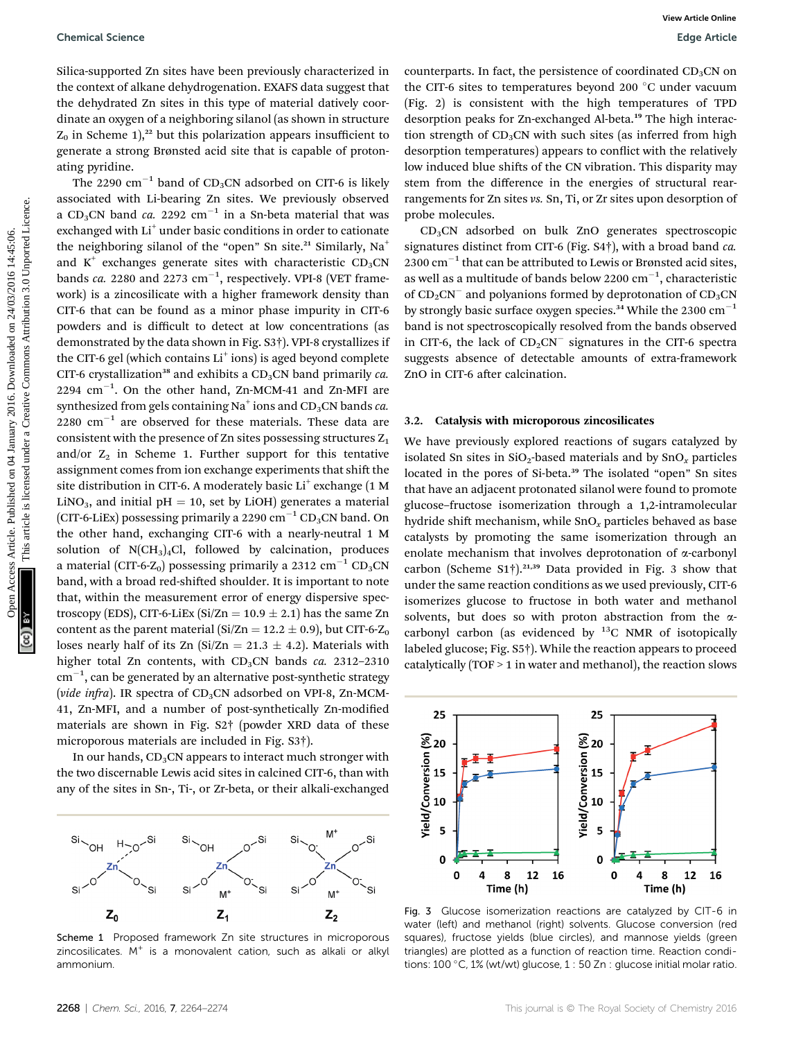Silica-supported Zn sites have been previously characterized in the context of alkane dehydrogenation. EXAFS data suggest that the dehydrated Zn sites in this type of material datively coordinate an oxygen of a neighboring silanol (as shown in structure $Z_0$ in Scheme 1),[22] but this polarization appears insufficient to generate a strong Brønsted acid site that is capable of protonating pyridine.

The 2290 $cm^{-1}$ band of $CD_3CN$ adsorbed on CIT-6 is likely associated with Li-bearing Zn sites. We previously observed a $CD_3CN$ band *ca.* 2292 $cm^{-1}$ in a Sn-beta material that was exchanged with $Li^+$ under basic conditions in order to cationate the neighboring silanol of the "open" Sn site.[21] Similarly, $Na^+$ and $K^+$ exchanges generate sites with characteristic $CD_3CN$ bands *ca.* 2280 and 2273 $cm^{-1}$, respectively. VPI-8 (VET framework) is a zincosilicate with a higher framework density than CIT-6 that can be found as a minor phase impurity in CIT-6 powders and is difficult to detect at low concentrations (as demonstrated by the data shown in Fig. S3†). VPI-8 crystallizes if the CIT-6 gel (which contains $Li^+$ ions) is aged beyond complete CIT-6 crystallization[38] and exhibits a $CD_3CN$ band primarily *ca.* 2294 $cm^{-1}$. On the other hand, Zn-MCM-41 and Zn-MFI are synthesized from gels containing $Na^+$ ions and $CD_3CN$ bands *ca.* 2280 $cm^{-1}$ are observed for these materials. These data are consistent with the presence of Zn sites possessing structures $Z_1$ and/or $Z_2$ in Scheme 1. Further support for this tentative assignment comes from ion exchange experiments that shift the site distribution in CIT-6. A moderately basic $Li^+$ exchange (1 M $LiNO_3$, and initial pH = 10, set by LiOH) generates a material (CIT-6-LiEx) possessing primarily a 2290 $cm^{-1}$ $CD_3CN$ band. On the other hand, exchanging CIT-6 with a nearly-neutral 1 M solution of $N(CH_3)_4Cl$, followed by calcination, produces a material (CIT-6-$Z_0$) possessing primarily a 2312 $cm^{-1}$ $CD_3CN$ band, with a broad red-shifted shoulder. It is important to note that, within the measurement error of energy dispersive spectroscopy (EDS), CIT-6-LiEx (Si/Zn = 10.9 ± 2.1) has the same Zn content as the parent material (Si/Zn = 12.2 ± 0.9), but CIT-6-$Z_0$ loses nearly half of its Zn (Si/Zn = 21.3 ± 4.2). Materials with higher total Zn contents, with $CD_3CN$ bands *ca.* 2312–2310 $cm^{-1}$, can be generated by an alternative post-synthetic strategy (*vide infra*). IR spectra of $CD_3CN$ adsorbed on VPI-8, Zn-MCM-41, Zn-MFI, and a number of post-synthetically Zn-modified materials are shown in Fig. S2† (powder XRD data of these microporous materials are included in Fig. S3†).

In our hands, $CD_3CN$ appears to interact much stronger with the two discernable Lewis acid sites in calcined CIT-6, than with any of the sites in Sn-, Ti-, or Zr-beta, or their alkali-exchanged counterparts. In fact, the persistence of coordinated $CD_3CN$ on the CIT-6 sites to temperatures beyond 200 °C under vacuum (Fig. 2) is consistent with the high temperatures of TPD desorption peaks for Zn-exchanged Al-beta.[19] The high interaction strength of $CD_3CN$ with such sites (as inferred from high desorption temperatures) appears to conflict with the relatively low induced blue shifts of the CN vibration. This disparity may stem from the difference in the energies of structural rearrangements for Zn sites *vs.* Sn, Ti, or Zr sites upon desorption of probe molecules.

$CD_3CN$ adsorbed on bulk ZnO generates spectroscopic signatures distinct from CIT-6 (Fig. S4†), with a broad band *ca.* 2300 $cm^{-1}$ that can be attributed to Lewis or Brønsted acid sites, as well as a multitude of bands below 2200 $cm^{-1}$, characteristic of $CD_2CN^-$ and polyanions formed by deprotonation of $CD_3CN$ by strongly basic surface oxygen species.[34] While the 2300 $cm^{-1}$ band is not spectroscopically resolved from the bands observed in CIT-6, the lack of $CD_2CN^-$ signatures in the CIT-6 spectra suggests absence of detectable amounts of extra-framework ZnO in CIT-6 after calcination.

Scheme 1 Proposed framework Zn site structures in microporous zincosilicates. $M^+$ is a monovalent cation, such as alkali or alkyl ammonium.

### 3.2. Catalysis with microporous zincosilicates

We have previously explored reactions of sugars catalyzed by isolated Sn sites in $SiO_2$-based materials and by $SnO_x$ particles located in the pores of Si-beta.[39] The isolated "open" Sn sites that have an adjacent protonated silanol were found to promote glucose–fructose isomerization through a 1,2-intramolecular hydride shift mechanism, while $SnO_x$ particles behaved as base catalysts by promoting the same isomerization through an enolate mechanism that involves deprotonation of α-carbonyl carbon (Scheme S1†).[21,39] Data provided in Fig. 3 show that under the same reaction conditions as we used previously, CIT-6 isomerizes glucose to fructose in both water and methanol solvents, but does so with proton abstraction from the α-carbonyl carbon (as evidenced by $^{13}C$ NMR of isotopically labeled glucose; Fig. S5†). While the reaction appears to proceed catalytically (TOF > 1 in water and methanol), the reaction slows

Fig. 3 Glucose isomerization reactions are catalyzed by CIT-6 in water (left) and methanol (right) solvents. Glucose conversion (red squares), fructose yields (blue circles), and mannose yields (green triangles) are plotted as a function of reaction time. Reaction conditions: 100 °C, 1% (wt/wt) glucose, 1 : 50 Zn : glucose initial molar ratio.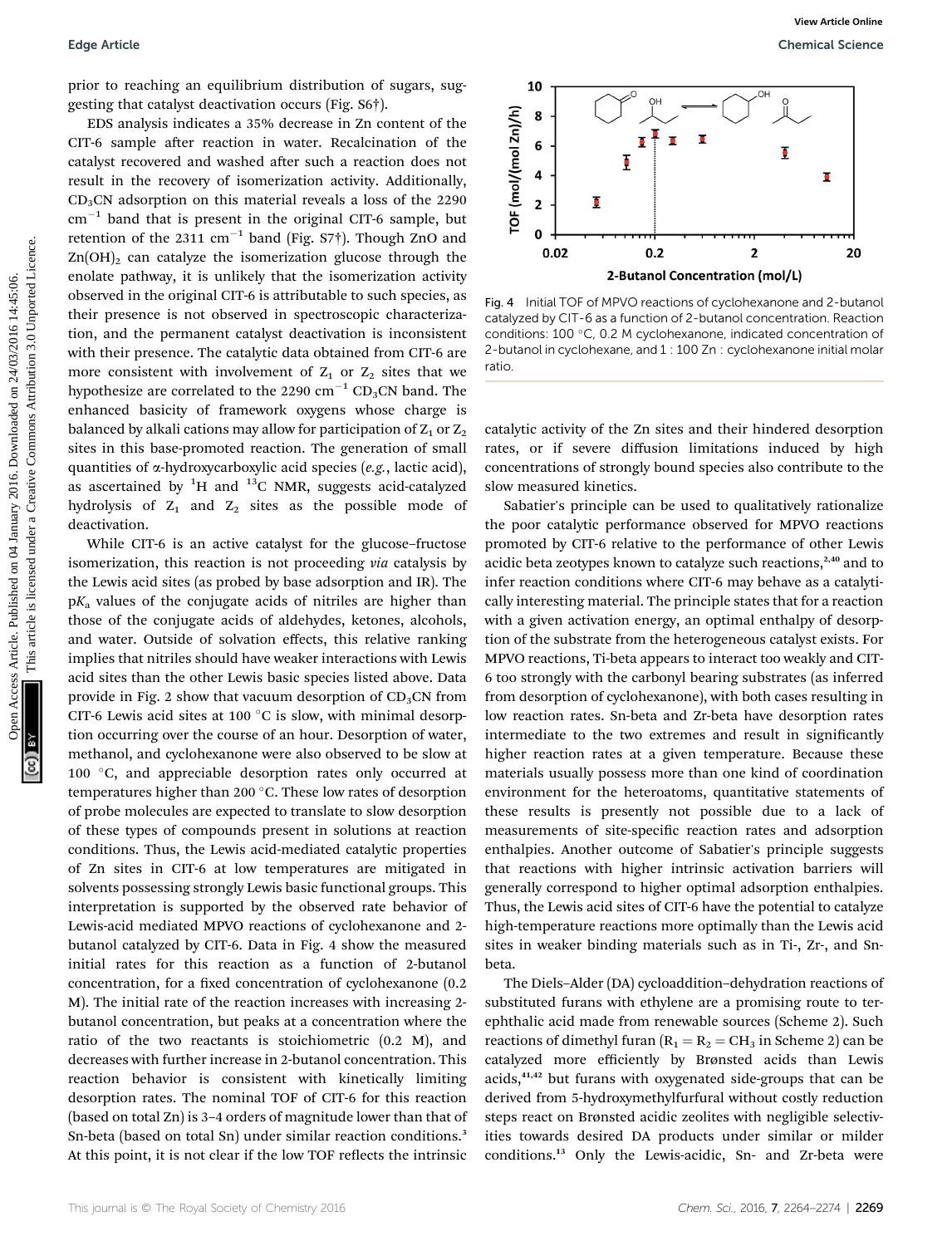prior to reaching an equilibrium distribution of sugars, suggesting that catalyst deactivation occurs (Fig. S6†).

EDS analysis indicates a 35% decrease in Zn content of the CIT-6 sample after reaction in water. Recalcination of the catalyst recovered and washed after such a reaction does not result in the recovery of isomerization activity. Additionally, $CD_3CN$ adsorption on this material reveals a loss of the 2290 $cm^{-1}$ band that is present in the original CIT-6 sample, but retention of the 2311 $cm^{-1}$ band (Fig. S7†). Though ZnO and $Zn(OH)_2$ can catalyze the isomerization glucose through the enolate pathway, it is unlikely that the isomerization activity observed in the original CIT-6 is attributable to such species, as their presence is not observed in spectroscopic characterization, and the permanent catalyst deactivation is inconsistent with their presence. The catalytic data obtained from CIT-6 are more consistent with involvement of $Z_1$ or $Z_2$ sites that we hypothesize are correlated to the 2290 $cm^{-1}$ $CD_3CN$ band. The enhanced basicity of framework oxygens whose charge is balanced by alkali cations may allow for participation of $Z_1$ or $Z_2$ sites in this base-promoted reaction. The generation of small quantities of α-hydroxycarboxylic acid species (*e.g.*, lactic acid), as ascertained by $^1H$ and $^{13}C$ NMR, suggests acid-catalyzed hydrolysis of $Z_1$ and $Z_2$ sites as the possible mode of deactivation.

While CIT-6 is an active catalyst for the glucose–fructose isomerization, this reaction is not proceeding *via* catalysis by the Lewis acid sites (as probed by base adsorption and IR). The $pK_a$ values of the conjugate acids of nitriles are higher than those of the conjugate acids of aldehydes, ketones, alcohols, and water. Outside of solvation effects, this relative ranking implies that nitriles should have weaker interactions with Lewis acid sites than the other Lewis basic species listed above. Data provide in Fig. 2 show that vacuum desorption of $CD_3CN$ from CIT-6 Lewis acid sites at 100 °C is slow, with minimal desorption occurring over the course of an hour. Desorption of water, methanol, and cyclohexanone were also observed to be slow at 100 °C, and appreciable desorption rates only occurred at temperatures higher than 200 °C. These low rates of desorption of probe molecules are expected to translate to slow desorption of these types of compounds present in solutions at reaction conditions. Thus, the Lewis acid-mediated catalytic properties of Zn sites in CIT-6 at low temperatures are mitigated in solvents possessing strongly Lewis basic functional groups. This interpretation is supported by the observed rate behavior of Lewis-acid mediated MPVO reactions of cyclohexanone and 2-butanol catalyzed by CIT-6. Data in Fig. 4 show the measured initial rates for this reaction as a function of 2-butanol concentration, for a fixed concentration of cyclohexanone (0.2 M). The initial rate of the reaction increases with increasing 2-butanol concentration, but peaks at a concentration where the ratio of the two reactants is stoichiometric (0.2 M), and decreases with further increase in 2-butanol concentration. This reaction behavior is consistent with kinetically limiting desorption rates. The nominal TOF of CIT-6 for this reaction (based on total Zn) is 3–4 orders of magnitude lower than that of Sn-beta (based on total Sn) under similar reaction conditions.[3] At this point, it is not clear if the low TOF reflects the intrinsic catalytic activity of the Zn sites and their hindered desorption rates, or if severe diffusion limitations induced by high concentrations of strongly bound species also contribute to the slow measured kinetics.

Fig. 4 Initial TOF of MPVO reactions of cyclohexanone and 2-butanol catalyzed by CIT-6 as a function of 2-butanol concentration. Reaction conditions: 100 °C, 0.2 M cyclohexanone, indicated concentration of 2-butanol in cyclohexane, and 1 : 100 Zn : cyclohexanone initial molar ratio.

Sabatier's principle can be used to qualitatively rationalize the poor catalytic performance observed for MPVO reactions promoted by CIT-6 relative to the performance of other Lewis acidic beta zeotypes known to catalyze such reactions,[2,40] and to infer reaction conditions where CIT-6 may behave as a catalytically interesting material. The principle states that for a reaction with a given activation energy, an optimal enthalpy of desorption of the substrate from the heterogeneous catalyst exists. For MPVO reactions, Ti-beta appears to interact too weakly and CIT-6 too strongly with the carbonyl bearing substrates (as inferred from desorption of cyclohexanone), with both cases resulting in low reaction rates. Sn-beta and Zr-beta have desorption rates intermediate to the two extremes and result in significantly higher reaction rates at a given temperature. Because these materials usually possess more than one kind of coordination environment for the heteroatoms, quantitative statements of these results is presently not possible due to a lack of measurements of site-specific reaction rates and adsorption enthalpies. Another outcome of Sabatier's principle suggests that reactions with higher intrinsic activation barriers will generally correspond to higher optimal adsorption enthalpies. Thus, the Lewis acid sites of CIT-6 have the potential to catalyze high-temperature reactions more optimally than the Lewis acid sites in weaker binding materials such as in Ti-, Zr-, and Sn-beta.

The Diels–Alder (DA) cycloaddition–dehydration reactions of substituted furans with ethylene are a promising route to terephthalic acid made from renewable sources (Scheme 2). Such reactions of dimethyl furan ($R_1 = R_2 = CH_3$ in Scheme 2) can be catalyzed more efficiently by Brønsted acids than Lewis acids,[41,42] but furans with oxygenated side-groups that can be derived from 5-hydroxymethylfurfural without costly reduction steps react on Brønsted acidic zeolites with negligible selectivities towards desired DA products under similar or milder conditions.[13] Only the Lewis-acidic, Sn- and Zr-beta were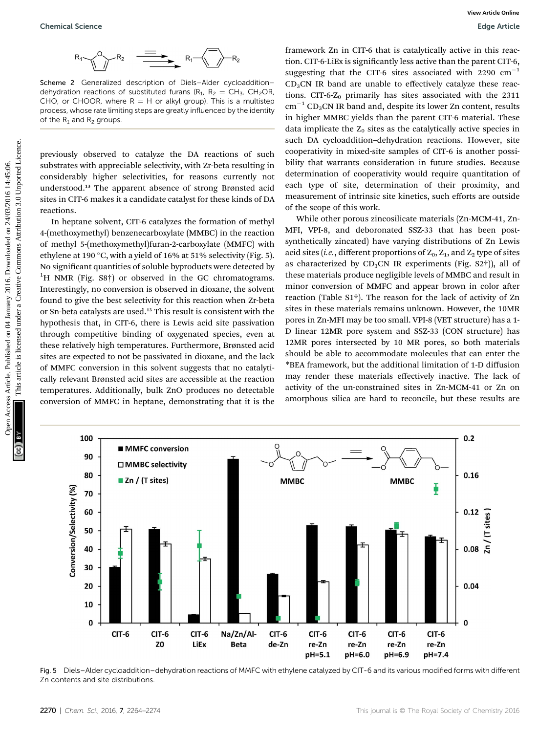Scheme 2 Generalized description of Diels–Alder cycloaddition–dehydration reactions of substituted furans ($R_1$, $R_2$ = $CH_3$, $CH_2OR$, CHO, or CHOOR, where R = H or alkyl group). This is a multistep process, whose rate limiting steps are greatly influenced by the identity of the $R_1$ and $R_2$ groups.

previously observed to catalyze the DA reactions of such substrates with appreciable selectivity, with Zr-beta resulting in considerably higher selectivities, for reasons currently not understood.[13] The apparent absence of strong Brønsted acid sites in CIT-6 makes it a candidate catalyst for these kinds of DA reactions.

In heptane solvent, CIT-6 catalyzes the formation of methyl 4-(methoxymethyl) benzenecarboxylate (MMBC) in the reaction of methyl 5-(methoxymethyl)furan-2-carboxylate (MMFC) with ethylene at 190 °C, with a yield of 16% at 51% selectivity (Fig. 5). No significant quantities of soluble byproducts were detected by $^1$H NMR (Fig. S8†) or observed in the GC chromatograms. Interestingly, no conversion is observed in dioxane, the solvent found to give the best selectivity for this reaction when Zr-beta or Sn-beta catalysts are used.[13] This result is consistent with the hypothesis that, in CIT-6, there is Lewis acid site passivation through competitive binding of oxygenated species, even at these relatively high temperatures. Furthermore, Brønsted acid sites are expected to not be passivated in dioxane, and the lack of MMFC conversion in this solvent suggests that no catalytically relevant Brønsted acid sites are accessible at the reaction temperatures. Additionally, bulk ZnO produces no detectable conversion of MMFC in heptane, demonstrating that it is the framework Zn in CIT-6 that is catalytically active in this reaction. CIT-6-LiEx is significantly less active than the parent CIT-6, suggesting that the CIT-6 sites associated with 2290 $cm^{-1}$ $CD_3CN$ IR band are unable to effectively catalyze these reactions. CIT-6-$Z_0$ primarily has sites associated with the 2311 $cm^{-1}$ $CD_3CN$ IR band and, despite its lower Zn content, results in higher MMBC yields than the parent CIT-6 material. These data implicate the $Z_0$ sites as the catalytically active species in such DA cycloaddition–dehydration reactions. However, site cooperativity in mixed-site samples of CIT-6 is another possibility that warrants consideration in future studies. Because determination of cooperativity would require quantitation of each type of site, determination of their proximity, and measurement of intrinsic site kinetics, such efforts are outside of the scope of this work.

While other porous zincosilicate materials (Zn-MCM-41, Zn-MFI, VPI-8, and deboronated SSZ-33 that has been post-synthetically zincated) have varying distributions of Zn Lewis acid sites (*i.e.*, different proportions of $Z_0$, $Z_1$, and $Z_2$ type of sites as characterized by $CD_3CN$ IR experiments (Fig. S2†)), all of these materials produce negligible levels of MMBC and result in minor conversion of MMFC and appear brown in color after reaction (Table S1†). The reason for the lack of activity of Zn sites in these materials remains unknown. However, the 10MR pores in Zn-MFI may be too small. VPI-8 (VET structure) has a 1-D linear 12MR pore system and SSZ-33 (CON structure) has 12MR pores intersected by 10 MR pores, so both materials should be able to accommodate molecules that can enter the *BEA framework, but the additional limitation of 1-D diffusion may render these materials effectively inactive. The lack of activity of the un-constrained sites in Zn-MCM-41 or Zn on amorphous silica are hard to reconcile, but these results are

Fig. 5 Diels–Alder cycloaddition–dehydration reactions of MMFC with ethylene catalyzed by CIT-6 and its various modified forms with different Zn contents and site distributions.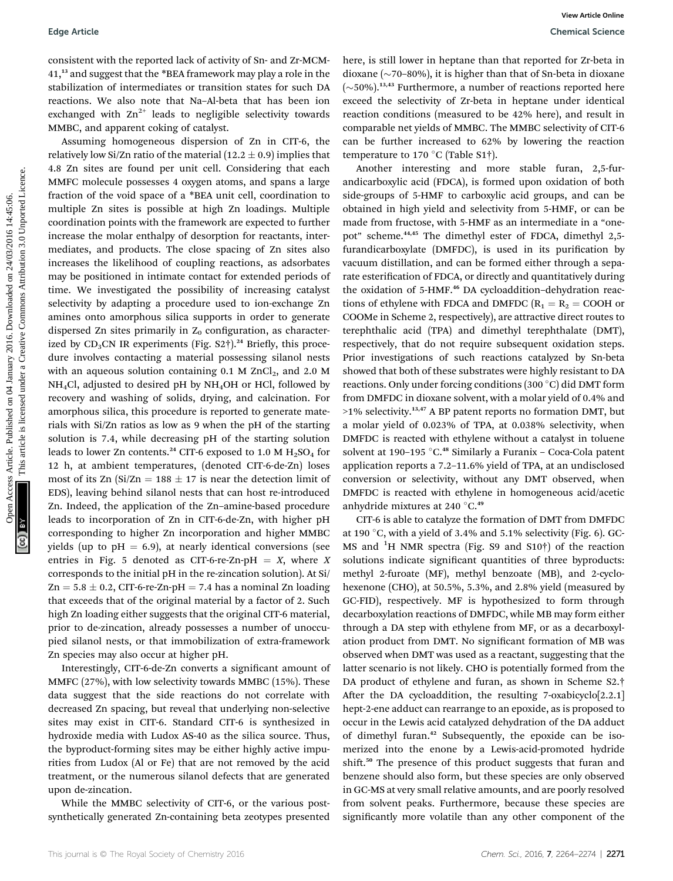consistent with the reported lack of activity of Sn- and Zr-MCM-41,[13] and suggest that the *BEA framework may play a role in the stabilization of intermediates or transition states for such DA reactions. We also note that Na–Al-beta that has been ion exchanged with $Zn^{2+}$ leads to negligible selectivity towards MMBC, and apparent coking of catalyst.

Assuming homogeneous dispersion of Zn in CIT-6, the relatively low Si/Zn ratio of the material (12.2 ± 0.9) implies that 4.8 Zn sites are found per unit cell. Considering that each MMFC molecule possesses 4 oxygen atoms, and spans a large fraction of the void space of a *BEA unit cell, coordination to multiple Zn sites is possible at high Zn loadings. Multiple coordination points with the framework are expected to further increase the molar enthalpy of desorption for reactants, intermediates, and products. The close spacing of Zn sites also increases the likelihood of coupling reactions, as adsorbates may be positioned in intimate contact for extended periods of time. We investigated the possibility of increasing catalyst selectivity by adapting a procedure used to ion-exchange Zn amines onto amorphous silica supports in order to generate dispersed Zn sites primarily in $Z_0$ configuration, as characterized by $CD_3CN$ IR experiments (Fig. S2†).[24] Briefly, this procedure involves contacting a material possessing silanol nests with an aqueous solution containing 0.1 M $ZnCl_2$, and 2.0 M $NH_4Cl$, adjusted to desired pH by $NH_4OH$ or HCl, followed by recovery and washing of solids, drying, and calcination. For amorphous silica, this procedure is reported to generate materials with Si/Zn ratios as low as 9 when the pH of the starting solution is 7.4, while decreasing pH of the starting solution leads to lower Zn contents.[24] CIT-6 exposed to 1.0 M $H_2SO_4$ for 12 h, at ambient temperatures, (denoted CIT-6-de-Zn) loses most of its Zn (Si/Zn = 188 ± 17 is near the detection limit of EDS), leaving behind silanol nests that can host re-introduced Zn. Indeed, the application of the Zn–amine-based procedure leads to incorporation of Zn in CIT-6-de-Zn, with higher pH corresponding to higher Zn incorporation and higher MMBC yields (up to pH = 6.9), at nearly identical conversions (see entries in Fig. 5 denoted as CIT-6-re-Zn-pH = *X*, where *X* corresponds to the initial pH in the re-zincation solution). At Si/Zn = 5.8 ± 0.2, CIT-6-re-Zn-pH = 7.4 has a nominal Zn loading that exceeds that of the original material by a factor of 2. Such high Zn loading either suggests that the original CIT-6 material, prior to de-zincation, already possesses a number of unoccupied silanol nests, or that immobilization of extra-framework Zn species may also occur at higher pH.

Interestingly, CIT-6-de-Zn converts a significant amount of MMFC (27%), with low selectivity towards MMBC (15%). These data suggest that the side reactions do not correlate with decreased Zn spacing, but reveal that underlying non-selective sites may exist in CIT-6. Standard CIT-6 is synthesized in hydroxide media with Ludox AS-40 as the silica source. Thus, the byproduct-forming sites may be either highly active impurities from Ludox (Al or Fe) that are not removed by the acid treatment, or the numerous silanol defects that are generated upon de-zincation.

While the MMBC selectivity of CIT-6, or the various post-synthetically generated Zn-containing beta zeotypes presented here, is still lower in heptane than that reported for Zr-beta in dioxane (~70–80%), it is higher than that of Sn-beta in dioxane (~50%).[13,43] Furthermore, a number of reactions reported here exceed the selectivity of Zr-beta in heptane under identical reaction conditions (measured to be 42% here), and result in comparable net yields of MMBC. The MMBC selectivity of CIT-6 can be further increased to 62% by lowering the reaction temperature to 170 °C (Table S1†).

Another interesting and more stable furan, 2,5-furandicarboxylic acid (FDCA), is formed upon oxidation of both side-groups of 5-HMF to carboxylic acid groups, and can be obtained in high yield and selectivity from 5-HMF, or can be made from fructose, with 5-HMF as an intermediate in a "one-pot" scheme.[44,45] The dimethyl ester of FDCA, dimethyl 2,5-furandicarboxylate (DMFDC), is used in its purification by vacuum distillation, and can be formed either through a separate esterification of FDCA, or directly and quantitatively during the oxidation of 5-HMF.[46] DA cycloaddition–dehydration reactions of ethylene with FDCA and DMFDC ($R_1 = R_2$ = COOH or COOMe in Scheme 2, respectively), are attractive direct routes to terephthalic acid (TPA) and dimethyl terephthalate (DMT), respectively, that do not require subsequent oxidation steps. Prior investigations of such reactions catalyzed by Sn-beta showed that both of these substrates were highly resistant to DA reactions. Only under forcing conditions (300 °C) did DMT form from DMFDC in dioxane solvent, with a molar yield of 0.4% and >1% selectivity.[13,47] A BP patent reports no formation DMT, but a molar yield of 0.023% of TPA, at 0.038% selectivity, when DMFDC is reacted with ethylene without a catalyst in toluene solvent at 190–195 °C.[48] Similarly a Furanix – Coca-Cola patent application reports a 7.2–11.6% yield of TPA, at an undisclosed conversion or selectivity, without any DMT observed, when DMFDC is reacted with ethylene in homogeneous acid/acetic anhydride mixtures at 240 °C.[49]

CIT-6 is able to catalyze the formation of DMT from DMFDC at 190 °C, with a yield of 3.4% and 5.1% selectivity (Fig. 6). GC-MS and $^1H$ NMR spectra (Fig. S9 and S10†) of the reaction solutions indicate significant quantities of three byproducts: methyl 2-furoate (MF), methyl benzoate (MB), and 2-cyclohexenone (CHO), at 50.5%, 5.3%, and 2.8% yield (measured by GC-FID), respectively. MF is hypothesized to form through decarboxylation reactions of DMFDC, while MB may form either through a DA step with ethylene from MF, or as a decarboxylation product from DMT. No significant formation of MB was observed when DMT was used as a reactant, suggesting that the latter scenario is not likely. CHO is potentially formed from the DA product of ethylene and furan, as shown in Scheme S2.† After the DA cycloaddition, the resulting 7-oxabicyclo[2.2.1]hept-2-ene adduct can rearrange to an epoxide, as is proposed to occur in the Lewis acid catalyzed dehydration of the DA adduct of dimethyl furan.[42] Subsequently, the epoxide can be isomerized into the enone by a Lewis-acid-promoted hydride shift.[50] The presence of this product suggests that furan and benzene should also form, but these species are only observed in GC-MS at very small relative amounts, and are poorly resolved from solvent peaks. Furthermore, because these species are significantly more volatile than any other component of the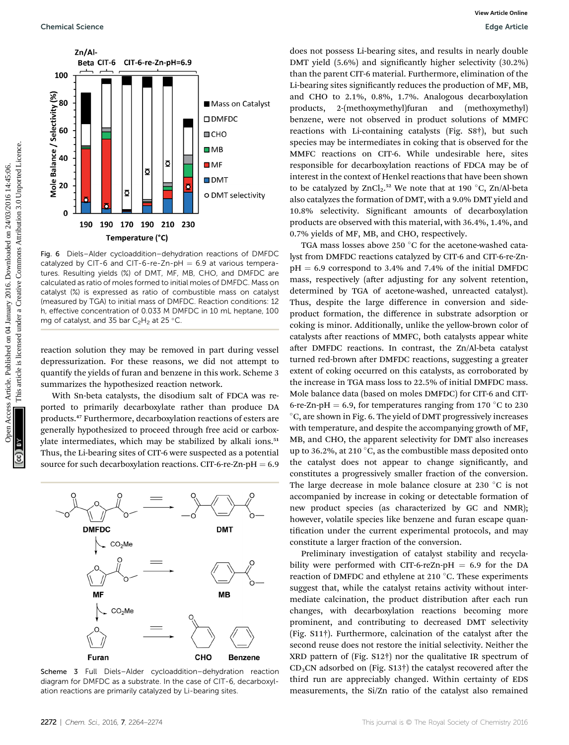Fig. 6 Diels–Alder cycloaddition–dehydration reactions of DMFDC catalyzed by CIT-6 and CIT-6-re-Zn-pH = 6.9 at various temperatures. Resulting yields (%) of DMT, MF, MB, CHO, and DMFDC are calculated as ratio of moles formed to initial moles of DMFDC. Mass on catalyst (%) is expressed as ratio of combustible mass on catalyst (measured by TGA) to initial mass of DMFDC. Reaction conditions: 12 h, effective concentration of 0.033 M DMFDC in 10 mL heptane, 100 mg of catalyst, and 35 bar $C_2H_4$ at 25 °C.

reaction solution they may be removed in part during vessel depressurization. For these reasons, we did not attempt to quantify the yields of furan and benzene in this work. Scheme 3 summarizes the hypothesized reaction network.

With Sn-beta catalysts, the disodium salt of FDCA was reported to primarily decarboxylate rather than produce DA products.[47] Furthermore, decarboxylation reactions of esters are generally hypothesized to proceed through free acid or carboxylate intermediates, which may be stabilized by alkali ions.[51] Thus, the Li-bearing sites of CIT-6 were suspected as a potential source for such decarboxylation reactions. CIT-6-re-Zn-pH = 6.9 does not possess Li-bearing sites, and results in nearly double DMT yield (5.6%) and significantly higher selectivity (30.2%) than the parent CIT-6 material. Furthermore, elimination of the Li-bearing sites significantly reduces the production of MF, MB, and CHO to 2.1%, 0.8%, 1.7%. Analogous decarboxylation products, 2-(methoxymethyl)furan and (methoxymethyl) benzene, were not observed in product solutions of MMFC reactions with Li-containing catalysts (Fig. S8†), but such species may be intermediates in coking that is observed for the MMFC reactions on CIT-6. While undesirable here, sites responsible for decarboxylation reactions of FDCA may be of interest in the context of Henkel reactions that have been shown to be catalyzed by $ZnCl_2$.[52] We note that at 190 °C, Zn/Al-beta also catalyzes the formation of DMT, with a 9.0% DMT yield and 10.8% selectivity. Significant amounts of decarboxylation products are observed with this material, with 36.4%, 1.4%, and 0.7% yields of MF, MB, and CHO, respectively.

TGA mass losses above 250 °C for the acetone-washed catalyst from DMFDC reactions catalyzed by CIT-6 and CIT-6-re-Zn-pH = 6.9 correspond to 3.4% and 7.4% of the initial DMFDC mass, respectively (after adjusting for any solvent retention, determined by TGA of acetone-washed, unreacted catalyst). Thus, despite the large difference in conversion and side-product formation, the difference in substrate adsorption or coking is minor. Additionally, unlike the yellow-brown color of catalysts after reactions of MMFC, both catalysts appear white after DMFDC reactions. In contrast, the Zn/Al-beta catalyst turned red-brown after DMFDC reactions, suggesting a greater extent of coking occurred on this catalysts, as corroborated by the increase in TGA mass loss to 22.5% of initial DMFDC mass. Mole balance data (based on moles DMFDC) for CIT-6 and CIT-6-re-Zn-pH = 6.9, for temperatures ranging from 170 °C to 230 °C, are shown in Fig. 6. The yield of DMT progressively increases with temperature, and despite the accompanying growth of MF, MB, and CHO, the apparent selectivity for DMT also increases up to 36.2%, at 210 °C, as the combustible mass deposited onto the catalyst does not appear to change significantly, and constitutes a progressively smaller fraction of the conversion. The large decrease in mole balance closure at 230 °C is not accompanied by increase in coking or detectable formation of new product species (as characterized by GC and NMR); however, volatile species like benzene and furan escape quantification under the current experimental protocols, and may constitute a larger fraction of the conversion.

Scheme 3 Full Diels–Alder cycloaddition–dehydration reaction diagram for DMFDC as a substrate. In the case of CIT-6, decarboxylation reactions are primarily catalyzed by Li-bearing sites.

Preliminary investigation of catalyst stability and recyclability were performed with CIT-6-reZn-pH = 6.9 for the DA reaction of DMFDC and ethylene at 210 °C. These experiments suggest that, while the catalyst retains activity without intermediate calcination, the product distribution after each run changes, with decarboxylation reactions becoming more prominent, and contributing to decreased DMT selectivity (Fig. S11†). Furthermore, calcination of the catalyst after the second reuse does not restore the initial selectivity. Neither the XRD pattern of (Fig. S12†) nor the qualitative IR spectrum of $CD_3CN$ adsorbed on (Fig. S13†) the catalyst recovered after the third run are appreciably changed. Within certainty of EDS measurements, the Si/Zn ratio of the catalyst also remained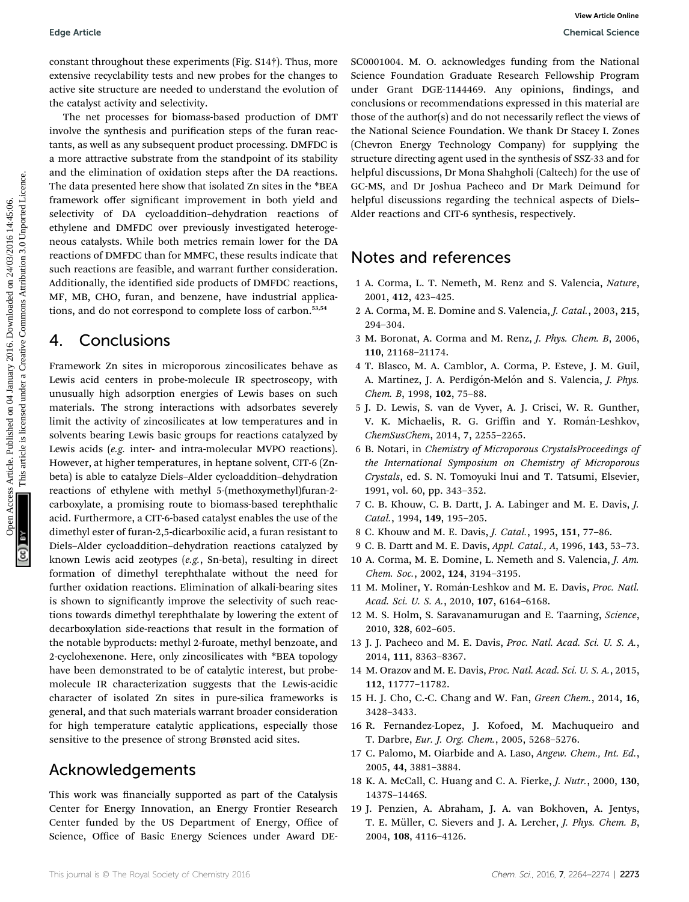constant throughout these experiments (Fig. S14†). Thus, more extensive recyclability tests and new probes for the changes to active site structure are needed to understand the evolution of the catalyst activity and selectivity.

The net processes for biomass-based production of DMT involve the synthesis and purification steps of the furan reactants, as well as any subsequent product processing. DMFDC is a more attractive substrate from the standpoint of its stability and the elimination of oxidation steps after the DA reactions. The data presented here show that isolated Zn sites in the *BEA framework offer significant improvement in both yield and selectivity of DA cycloaddition–dehydration reactions of ethylene and DMFDC over previously investigated heterogeneous catalysts. While both metrics remain lower for the DA reactions of DMFDC than for MMFC, these results indicate that such reactions are feasible, and warrant further consideration. Additionally, the identified side products of DMFDC reactions, MF, MB, CHO, furan, and benzene, have industrial applications, and do not correspond to complete loss of carbon.[53,54]

## 4. Conclusions

Framework Zn sites in microporous zincosilicates behave as Lewis acid centers in probe-molecule IR spectroscopy, with unusually high adsorption energies of Lewis bases on such materials. The strong interactions with adsorbates severely limit the activity of zincosilicates at low temperatures and in solvents bearing Lewis basic groups for reactions catalyzed by Lewis acids (*e.g.* inter- and intra-molecular MVPO reactions). However, at higher temperatures, in heptane solvent, CIT-6 (Zn-beta) is able to catalyze Diels–Alder cycloaddition–dehydration reactions of ethylene with methyl 5-(methoxymethyl)furan-2-carboxylate, a promising route to biomass-based terephthalic acid. Furthermore, a CIT-6-based catalyst enables the use of the dimethyl ester of furan-2,5-dicarboxilic acid, a furan resistant to Diels–Alder cycloaddition–dehydration reactions catalyzed by known Lewis acid zeotypes (*e.g.*, Sn-beta), resulting in direct formation of dimethyl terephthalate without the need for further oxidation reactions. Elimination of alkali-bearing sites is shown to significantly improve the selectivity of such reactions towards dimethyl terephthalate by lowering the extent of decarboxylation side-reactions that result in the formation of the notable byproducts: methyl 2-furoate, methyl benzoate, and 2-cyclohexenone. Here, only zincosilicates with *BEA topology have been demonstrated to be of catalytic interest, but probe-molecule IR characterization suggests that the Lewis-acidic character of isolated Zn sites in pure-silica frameworks is general, and that such materials warrant broader consideration for high temperature catalytic applications, especially those sensitive to the presence of strong Brønsted acid sites.

## Acknowledgements

This work was financially supported as part of the Catalysis Center for Energy Innovation, an Energy Frontier Research Center funded by the US Department of Energy, Office of Science, Office of Basic Energy Sciences under Award DE-SC0001004. M. O. acknowledges funding from the National Science Foundation Graduate Research Fellowship Program under Grant DGE-1144469. Any opinions, findings, and conclusions or recommendations expressed in this material are those of the author(s) and do not necessarily reflect the views of the National Science Foundation. We thank Dr Stacey I. Zones (Chevron Energy Technology Company) for supplying the structure directing agent used in the synthesis of SSZ-33 and for helpful discussions, Dr Mona Shahgholi (Caltech) for the use of GC-MS, and Dr Joshua Pacheco and Dr Mark Deimund for helpful discussions regarding the technical aspects of Diels–Alder reactions and CIT-6 synthesis, respectively.

## Notes and references

1 A. Corma, L. T. Nemeth, M. Renz and S. Valencia, *Nature*, 2001, **412**, 423–425.
2 A. Corma, M. E. Domine and S. Valencia, *J. Catal.*, 2003, **215**, 294–304.
3 M. Boronat, A. Corma and M. Renz, *J. Phys. Chem. B*, 2006, **110**, 21168–21174.
4 T. Blasco, M. A. Camblor, A. Corma, P. Esteve, J. M. Guil, A. Martínez, J. A. Perdigón-Melón and S. Valencia, *J. Phys. Chem. B*, 1998, **102**, 75–88.
5 J. D. Lewis, S. van de Vyver, A. J. Crisci, W. R. Gunther, V. K. Michaelis, R. G. Griffin and Y. Román-Leshkov, *ChemSusChem*, 2014, **7**, 2255–2265.
6 B. Notari, in *Chemistry of Microporous CrystalsProceedings of the International Symposium on Chemistry of Microporous Crystals*, ed. S. N. Tomoyuki lnui and T. Tatsumi, Elsevier, 1991, vol. 60, pp. 343–352.
7 C. B. Khouw, C. B. Dartt, J. A. Labinger and M. E. Davis, *J. Catal.*, 1994, **149**, 195–205.
8 C. Khouw and M. E. Davis, *J. Catal.*, 1995, **151**, 77–86.
9 C. B. Dartt and M. E. Davis, *Appl. Catal., A*, 1996, **143**, 53–73.
10 A. Corma, M. E. Domine, L. Nemeth and S. Valencia, *J. Am. Chem. Soc.*, 2002, **124**, 3194–3195.
11 M. Moliner, Y. Román-Leshkov and M. E. Davis, *Proc. Natl. Acad. Sci. U. S. A.*, 2010, **107**, 6164–6168.
12 M. S. Holm, S. Saravanamurugan and E. Taarning, *Science*, 2010, **328**, 602–605.
13 J. J. Pacheco and M. E. Davis, *Proc. Natl. Acad. Sci. U. S. A.*, 2014, **111**, 8363–8367.
14 M. Orazov and M. E. Davis, *Proc. Natl. Acad. Sci. U. S. A.*, 2015, **112**, 11777–11782.
15 H. J. Cho, C.-C. Chang and W. Fan, *Green Chem.*, 2014, **16**, 3428–3433.
16 R. Fernandez-Lopez, J. Kofoed, M. Machuqueiro and T. Darbre, *Eur. J. Org. Chem.*, 2005, 5268–5276.
17 C. Palomo, M. Oiarbide and A. Laso, *Angew. Chem., Int. Ed.*, 2005, **44**, 3881–3884.
18 K. A. McCall, C. Huang and C. A. Fierke, *J. Nutr.*, 2000, **130**, 1437S–1446S.
19 J. Penzien, A. Abraham, J. A. van Bokhoven, A. Jentys, T. E. Müller, C. Sievers and J. A. Lercher, *J. Phys. Chem. B*, 2004, **108**, 4116–4126.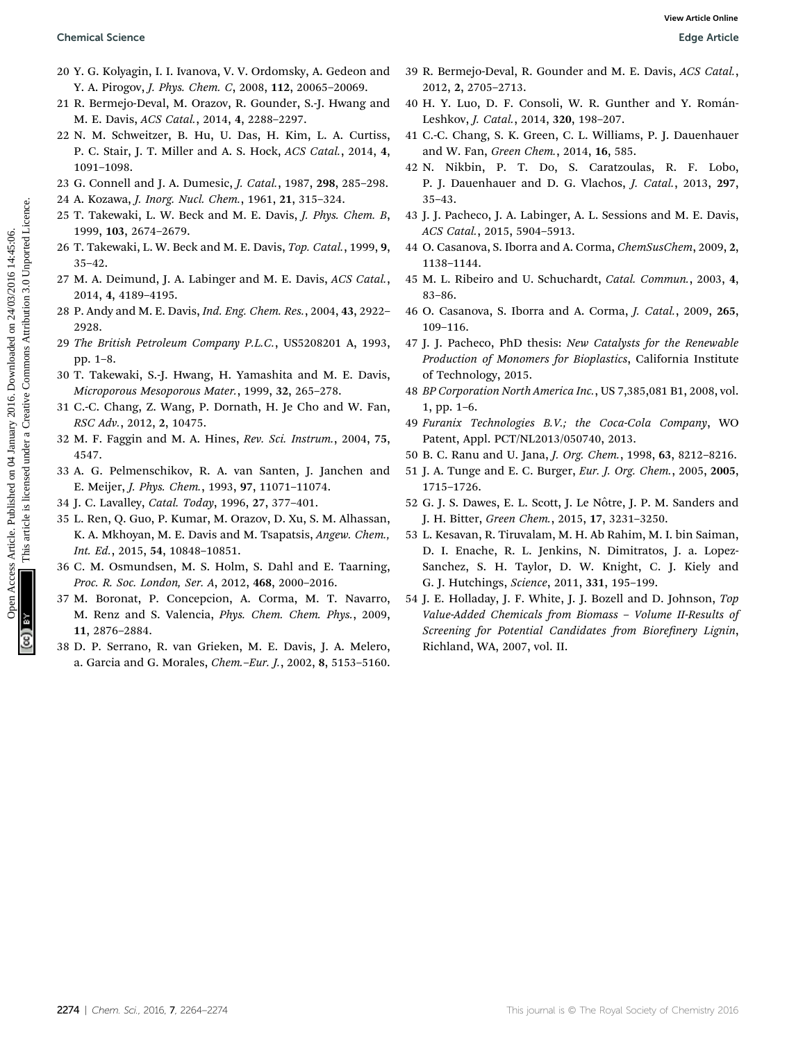20 Y. G. Kolyagin, I. I. Ivanova, V. V. Ordomsky, A. Gedeon and Y. A. Pirogov, *J. Phys. Chem. C*, 2008, **112**, 20065–20069.

21 R. Bermejo-Deval, M. Orazov, R. Gounder, S.-J. Hwang and M. E. Davis, *ACS Catal.*, 2014, **4**, 2288–2297.

22 N. M. Schweitzer, B. Hu, U. Das, H. Kim, L. A. Curtiss, P. C. Stair, J. T. Miller and A. S. Hock, *ACS Catal.*, 2014, **4**, 1091–1098.

23 G. Connell and J. A. Dumesic, *J. Catal.*, 1987, **298**, 285–298.

24 A. Kozawa, *J. Inorg. Nucl. Chem.*, 1961, **21**, 315–324.

25 T. Takewaki, L. W. Beck and M. E. Davis, *J. Phys. Chem. B*, 1999, **103**, 2674–2679.

26 T. Takewaki, L. W. Beck and M. E. Davis, *Top. Catal.*, 1999, **9**, 35–42.

27 M. A. Deimund, J. A. Labinger and M. E. Davis, *ACS Catal.*, 2014, **4**, 4189–4195.

28 P. Andy and M. E. Davis, *Ind. Eng. Chem. Res.*, 2004, **43**, 2922–2928.

29 *The British Petroleum Company P.L.C.*, US5208201 A, 1993, pp. 1–8.

30 T. Takewaki, S.-J. Hwang, H. Yamashita and M. E. Davis, *Microporous Mesoporous Mater.*, 1999, **32**, 265–278.

31 C.-C. Chang, Z. Wang, P. Dornath, H. Je Cho and W. Fan, *RSC Adv.*, 2012, **2**, 10475.

32 M. F. Faggin and M. A. Hines, *Rev. Sci. Instrum.*, 2004, **75**, 4547.

33 A. G. Pelmenschikov, R. A. van Santen, J. Janchen and E. Meijer, *J. Phys. Chem.*, 1993, **97**, 11071–11074.

34 J. C. Lavalley, *Catal. Today*, 1996, **27**, 377–401.

35 L. Ren, Q. Guo, P. Kumar, M. Orazov, D. Xu, S. M. Alhassan, K. A. Mkhoyan, M. E. Davis and M. Tsapatsis, *Angew. Chem., Int. Ed.*, 2015, **54**, 10848–10851.

36 C. M. Osmundsen, M. S. Holm, S. Dahl and E. Taarning, *Proc. R. Soc. London, Ser. A*, 2012, **468**, 2000–2016.

37 M. Boronat, P. Concepcion, A. Corma, M. T. Navarro, M. Renz and S. Valencia, *Phys. Chem. Chem. Phys.*, 2009, **11**, 2876–2884.

38 D. P. Serrano, R. van Grieken, M. E. Davis, J. A. Melero, a. Garcia and G. Morales, *Chem.–Eur. J.*, 2002, **8**, 5153–5160.

39 R. Bermejo-Deval, R. Gounder and M. E. Davis, *ACS Catal.*, 2012, **2**, 2705–2713.

40 H. Y. Luo, D. F. Consoli, W. R. Gunther and Y. Román-Leshkov, *J. Catal.*, 2014, **320**, 198–207.

41 C.-C. Chang, S. K. Green, C. L. Williams, P. J. Dauenhauer and W. Fan, *Green Chem.*, 2014, **16**, 585.

42 N. Nikbin, P. T. Do, S. Caratzoulas, R. F. Lobo, P. J. Dauenhauer and D. G. Vlachos, *J. Catal.*, 2013, **297**, 35–43.

43 J. J. Pacheco, J. A. Labinger, A. L. Sessions and M. E. Davis, *ACS Catal.*, 2015, 5904–5913.

44 O. Casanova, S. Iborra and A. Corma, *ChemSusChem*, 2009, **2**, 1138–1144.

45 M. L. Ribeiro and U. Schuchardt, *Catal. Commun.*, 2003, **4**, 83–86.

46 O. Casanova, S. Iborra and A. Corma, *J. Catal.*, 2009, **265**, 109–116.

47 J. J. Pacheco, PhD thesis: *New Catalysts for the Renewable Production of Monomers for Bioplastics*, California Institute of Technology, 2015.

48 *BP Corporation North America Inc.*, US 7,385,081 B1, 2008, vol. 1, pp. 1–6.

49 *Furanix Technologies B.V.; the Coca-Cola Company*, WO Patent, Appl. PCT/NL2013/050740, 2013.

50 B. C. Ranu and U. Jana, *J. Org. Chem.*, 1998, **63**, 8212–8216.

51 J. A. Tunge and E. C. Burger, *Eur. J. Org. Chem.*, 2005, **2005**, 1715–1726.

52 G. J. S. Dawes, E. L. Scott, J. Le Nôtre, J. P. M. Sanders and J. H. Bitter, *Green Chem.*, 2015, **17**, 3231–3250.

53 L. Kesavan, R. Tiruvalam, M. H. Ab Rahim, M. I. bin Saiman, D. I. Enache, R. L. Jenkins, N. Dimitratos, J. a. Lopez-Sanchez, S. H. Taylor, D. W. Knight, C. J. Kiely and G. J. Hutchings, *Science*, 2011, **331**, 195–199.

54 J. E. Holladay, J. F. White, J. J. Bozell and D. Johnson, *Top Value-Added Chemicals from Biomass – Volume II-Results of Screening for Potential Candidates from Biorefinery Lignin*, Richland, WA, 2007, vol. II.